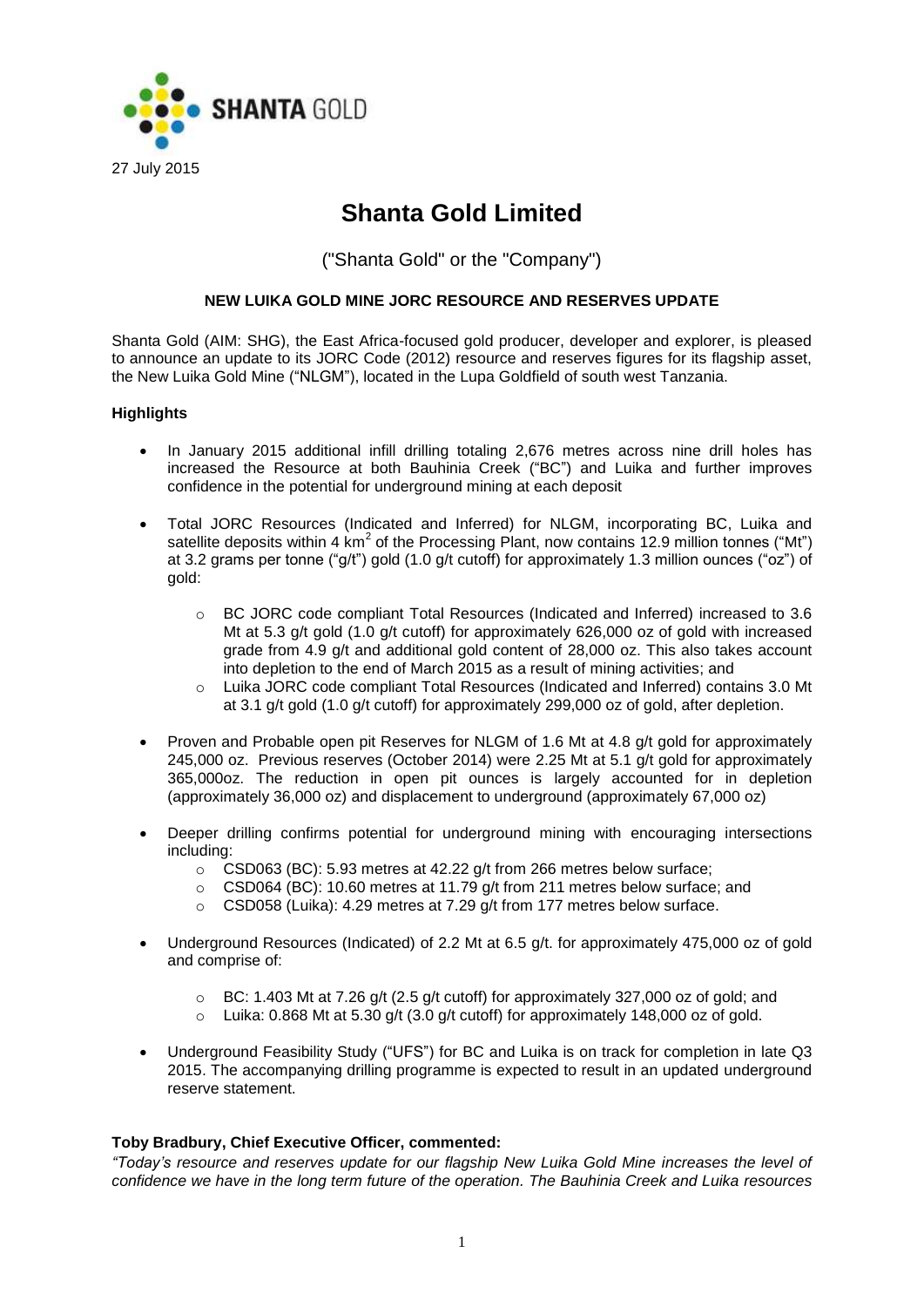SHANTA GOLD

27 July 2015

# Shanta Gold Limited

("Shanta Gold" or the "Company")

**NEW LUIKA GOLD MINE JORC RESOURCE AND RESERVES UPDATE**

Shanta Gold (AIM: SHG), the East Africa-focused gold producer, developer and explorer, is pleased to announce an update to its JORC Code (2012) resource and reserves figures for its flagship asset, the New Luika Gold Mine ("NLGM"), located in the Lupa Goldfield of south west Tanzania.

**Highlights**

- In January 2015 additional infill drilling totaling 2,676 metres across nine drill holes has increased the Resource at both Bauhinia Creek ("BC") and Luika and further improves confidence in the potential for underground mining at each deposit
- Total JORC Resources (Indicated and Inferred) for NLGM, incorporating BC, Luika and satellite deposits within 4 $km^2$ of the Processing Plant, now contains 12.9 million tonnes ("Mt") at 3.2 grams per tonne ("g/t") gold (1.0 g/t cutoff) for approximately 1.3 million ounces ("oz") of gold:
  - BC JORC code compliant Total Resources (Indicated and Inferred) increased to 3.6 Mt at 5.3 g/t gold (1.0 g/t cutoff) for approximately 626,000 oz of gold with increased grade from 4.9 g/t and additional gold content of 28,000 oz. This also takes account into depletion to the end of March 2015 as a result of mining activities; and
  - Luika JORC code compliant Total Resources (Indicated and Inferred) contains 3.0 Mt at 3.1 g/t gold (1.0 g/t cutoff) for approximately 299,000 oz of gold, after depletion.
- Proven and Probable open pit Reserves for NLGM of 1.6 Mt at 4.8 g/t gold for approximately 245,000 oz. Previous reserves (October 2014) were 2.25 Mt at 5.1 g/t gold for approximately 365,000oz. The reduction in open pit ounces is largely accounted for in depletion (approximately 36,000 oz) and displacement to underground (approximately 67,000 oz)
- Deeper drilling confirms potential for underground mining with encouraging intersections including:
  - CSD063 (BC): 5.93 metres at 42.22 g/t from 266 metres below surface;
  - CSD064 (BC): 10.60 metres at 11.79 g/t from 211 metres below surface; and
  - CSD058 (Luika): 4.29 metres at 7.29 g/t from 177 metres below surface.
- Underground Resources (Indicated) of 2.2 Mt at 6.5 g/t. for approximately 475,000 oz of gold and comprise of:
  - BC: 1.403 Mt at 7.26 g/t (2.5 g/t cutoff) for approximately 327,000 oz of gold; and
  - Luika: 0.868 Mt at 5.30 g/t (3.0 g/t cutoff) for approximately 148,000 oz of gold.
- Underground Feasibility Study ("UFS") for BC and Luika is on track for completion in late Q3 2015. The accompanying drilling programme is expected to result in an updated underground reserve statement.

**Toby Bradbury, Chief Executive Officer, commented:**

*"Today's resource and reserves update for our flagship New Luika Gold Mine increases the level of confidence we have in the long term future of the operation. The Bauhinia Creek and Luika resources*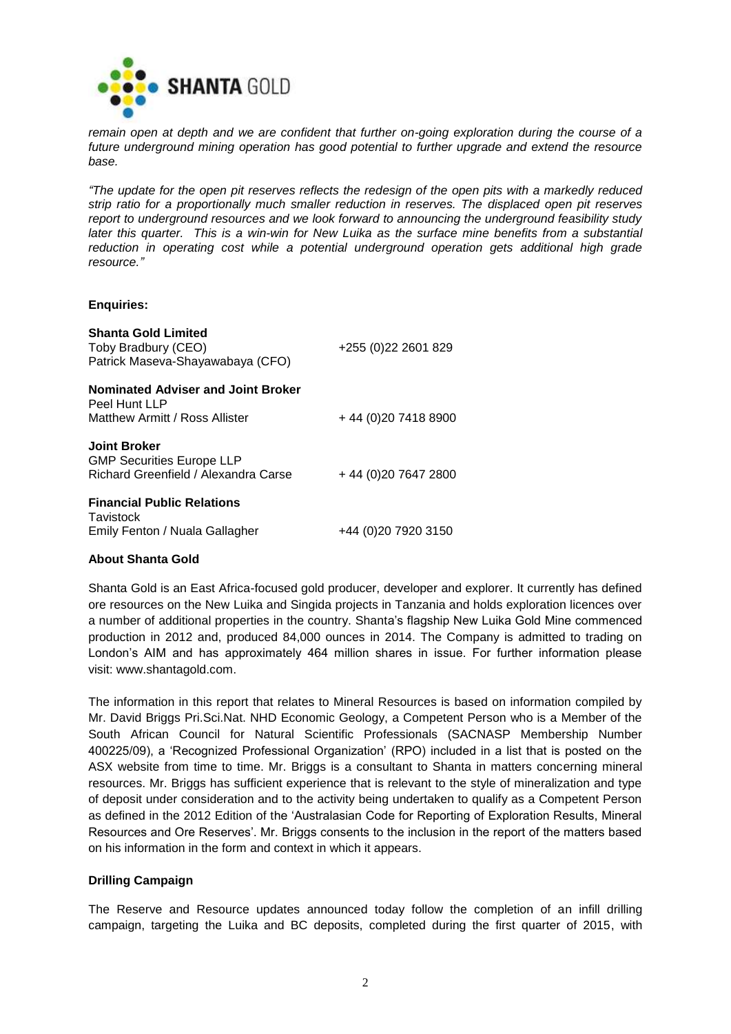*remain open at depth and we are confident that further on-going exploration during the course of a future underground mining operation has good potential to further upgrade and extend the resource base.*

*"The update for the open pit reserves reflects the redesign of the open pits with a markedly reduced strip ratio for a proportionally much smaller reduction in reserves. The displaced open pit reserves report to underground resources and we look forward to announcing the underground feasibility study later this quarter. This is a win-win for New Luika as the surface mine benefits from a substantial reduction in operating cost while a potential underground operation gets additional high grade resource."*

**Enquiries:**

**Shanta Gold Limited**
Toby Bradbury (CEO) — +255 (0)22 2601 829
Patrick Maseva-Shayawabaya (CFO)

**Nominated Adviser and Joint Broker**
Peel Hunt LLP
Matthew Armitt / Ross Allister — + 44 (0)20 7418 8900

**Joint Broker**
GMP Securities Europe LLP
Richard Greenfield / Alexandra Carse — + 44 (0)20 7647 2800

**Financial Public Relations**
Tavistock
Emily Fenton / Nuala Gallagher — +44 (0)20 7920 3150

**About Shanta Gold**

Shanta Gold is an East Africa-focused gold producer, developer and explorer. It currently has defined ore resources on the New Luika and Singida projects in Tanzania and holds exploration licences over a number of additional properties in the country. Shanta's flagship New Luika Gold Mine commenced production in 2012 and, produced 84,000 ounces in 2014. The Company is admitted to trading on London's AIM and has approximately 464 million shares in issue. For further information please visit: www.shantagold.com.

The information in this report that relates to Mineral Resources is based on information compiled by Mr. David Briggs Pri.Sci.Nat. NHD Economic Geology, a Competent Person who is a Member of the South African Council for Natural Scientific Professionals (SACNASP Membership Number 400225/09), a 'Recognized Professional Organization' (RPO) included in a list that is posted on the ASX website from time to time. Mr. Briggs is a consultant to Shanta in matters concerning mineral resources. Mr. Briggs has sufficient experience that is relevant to the style of mineralization and type of deposit under consideration and to the activity being undertaken to qualify as a Competent Person as defined in the 2012 Edition of the 'Australasian Code for Reporting of Exploration Results, Mineral Resources and Ore Reserves'. Mr. Briggs consents to the inclusion in the report of the matters based on his information in the form and context in which it appears.

**Drilling Campaign**

The Reserve and Resource updates announced today follow the completion of an infill drilling campaign, targeting the Luika and BC deposits, completed during the first quarter of 2015, with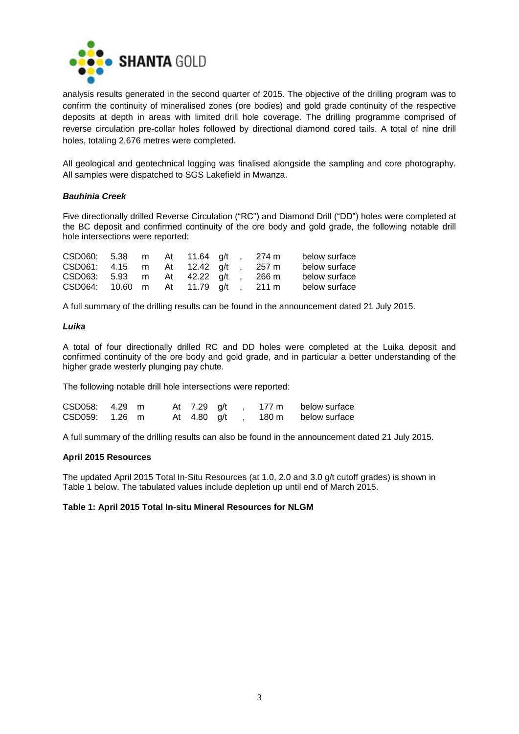analysis results generated in the second quarter of 2015. The objective of the drilling program was to confirm the continuity of mineralised zones (ore bodies) and gold grade continuity of the respective deposits at depth in areas with limited drill hole coverage. The drilling programme comprised of reverse circulation pre-collar holes followed by directional diamond cored tails. A total of nine drill holes, totaling 2,676 metres were completed.

All geological and geotechnical logging was finalised alongside the sampling and core photography. All samples were dispatched to SGS Lakefield in Mwanza.

***Bauhinia Creek***

Five directionally drilled Reverse Circulation ("RC") and Diamond Drill ("DD") holes were completed at the BC deposit and confirmed continuity of the ore body and gold grade, the following notable drill hole intersections were reported:

CSD060: 5.38 m At 11.64 g/t , 274 m below surface
CSD061: 4.15 m At 12.42 g/t , 257 m below surface
CSD063: 5.93 m At 42.22 g/t , 266 m below surface
CSD064: 10.60 m At 11.79 g/t , 211 m below surface

A full summary of the drilling results can be found in the announcement dated 21 July 2015.

***Luika***

A total of four directionally drilled RC and DD holes were completed at the Luika deposit and confirmed continuity of the ore body and gold grade, and in particular a better understanding of the higher grade westerly plunging pay chute.

The following notable drill hole intersections were reported:

CSD058: 4.29 m At 7.29 g/t , 177 m below surface
CSD059: 1.26 m At 4.80 g/t , 180 m below surface

A full summary of the drilling results can also be found in the announcement dated 21 July 2015.

**April 2015 Resources**

The updated April 2015 Total In-Situ Resources (at 1.0, 2.0 and 3.0 g/t cutoff grades) is shown in Table 1 below. The tabulated values include depletion up until end of March 2015.

**Table 1: April 2015 Total In-situ Mineral Resources for NLGM**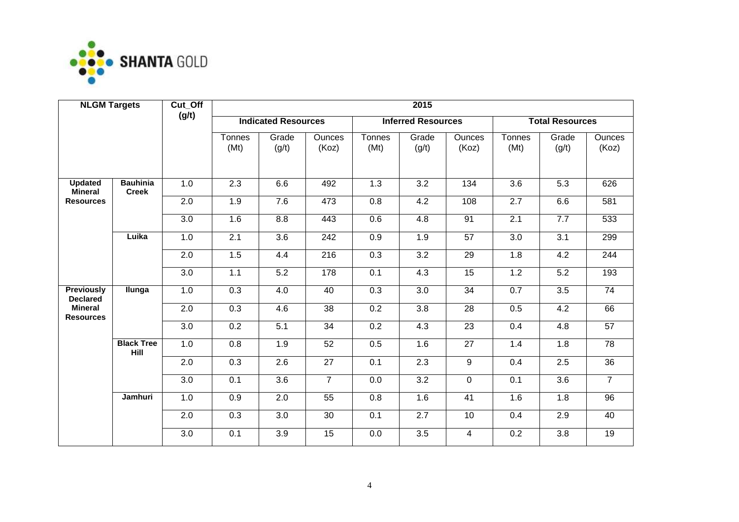| NLGM Targets | | Cut_Off (g/t) | 2015 | | | | | | | | |
|---|---|---|---|---|---|---|---|---|---|---|---|
| | | | Indicated Resources | | | Inferred Resources | | | Total Resources | | |
| | | | Tonnes (Mt) | Grade (g/t) | Ounces (Koz) | Tonnes (Mt) | Grade (g/t) | Ounces (Koz) | Tonnes (Mt) | Grade (g/t) | Ounces (Koz) |
| **Updated Mineral Resources** | **Bauhinia Creek** | 1.0 | 2.3 | 6.6 | 492 | 1.3 | 3.2 | 134 | 3.6 | 5.3 | 626 |
| | | 2.0 | 1.9 | 7.6 | 473 | 0.8 | 4.2 | 108 | 2.7 | 6.6 | 581 |
| | | 3.0 | 1.6 | 8.8 | 443 | 0.6 | 4.8 | 91 | 2.1 | 7.7 | 533 |
| | **Luika** | 1.0 | 2.1 | 3.6 | 242 | 0.9 | 1.9 | 57 | 3.0 | 3.1 | 299 |
| | | 2.0 | 1.5 | 4.4 | 216 | 0.3 | 3.2 | 29 | 1.8 | 4.2 | 244 |
| | | 3.0 | 1.1 | 5.2 | 178 | 0.1 | 4.3 | 15 | 1.2 | 5.2 | 193 |
| **Previously Declared Mineral Resources** | **Ilunga** | 1.0 | 0.3 | 4.0 | 40 | 0.3 | 3.0 | 34 | 0.7 | 3.5 | 74 |
| | | 2.0 | 0.3 | 4.6 | 38 | 0.2 | 3.8 | 28 | 0.5 | 4.2 | 66 |
| | | 3.0 | 0.2 | 5.1 | 34 | 0.2 | 4.3 | 23 | 0.4 | 4.8 | 57 |
| | **Black Tree Hill** | 1.0 | 0.8 | 1.9 | 52 | 0.5 | 1.6 | 27 | 1.4 | 1.8 | 78 |
| | | 2.0 | 0.3 | 2.6 | 27 | 0.1 | 2.3 | 9 | 0.4 | 2.5 | 36 |
| | | 3.0 | 0.1 | 3.6 | 7 | 0.0 | 3.2 | 0 | 0.1 | 3.6 | 7 |
| | **Jamhuri** | 1.0 | 0.9 | 2.0 | 55 | 0.8 | 1.6 | 41 | 1.6 | 1.8 | 96 |
| | | 2.0 | 0.3 | 3.0 | 30 | 0.1 | 2.7 | 10 | 0.4 | 2.9 | 40 |
| | | 3.0 | 0.1 | 3.9 | 15 | 0.0 | 3.5 | 4 | 0.2 | 3.8 | 19 |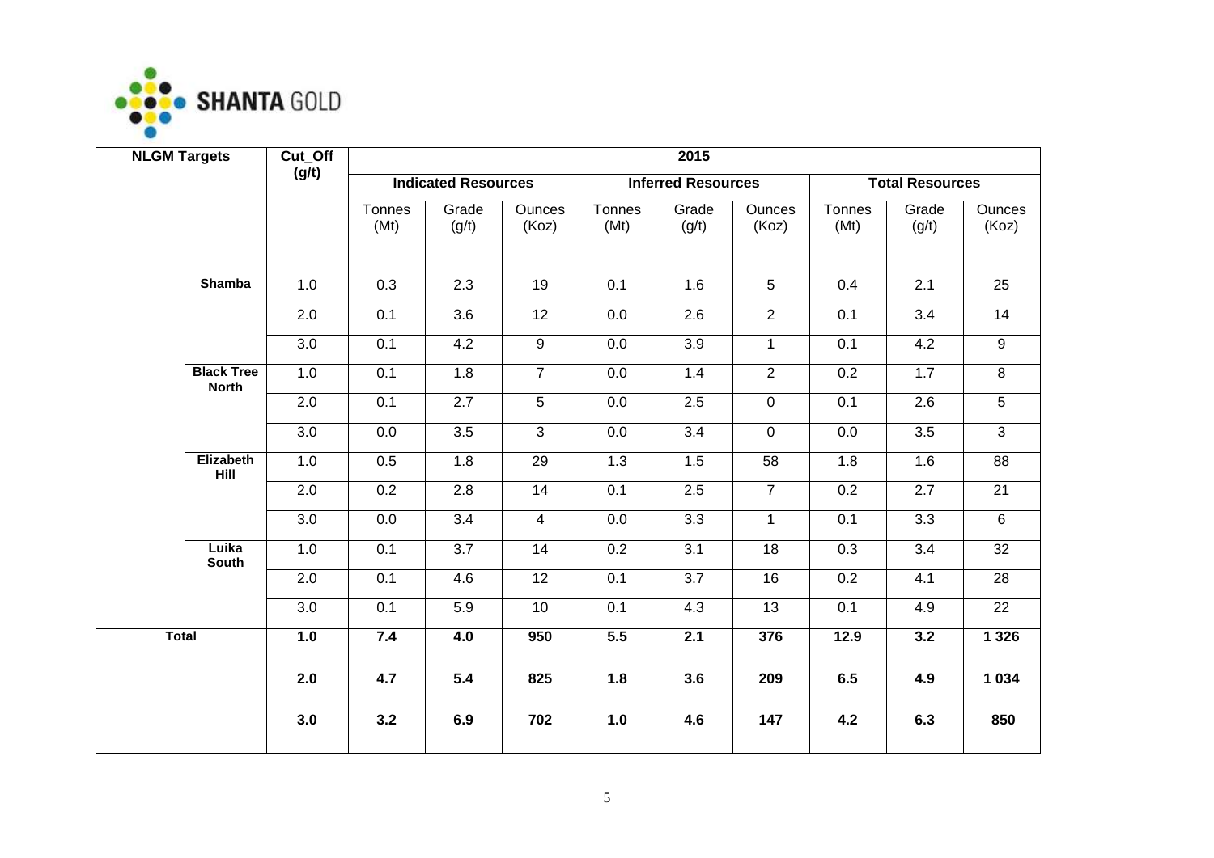| NLGM Targets | | Cut_Off (g/t) | 2015 | | | | | | | | |
|---|---|---|---|---|---|---|---|---|---|---|---|
| | | | Indicated Resources | | | Inferred Resources | | | Total Resources | | |
| | | | Tonnes (Mt) | Grade (g/t) | Ounces (Koz) | Tonnes (Mt) | Grade (g/t) | Ounces (Koz) | Tonnes (Mt) | Grade (g/t) | Ounces (Koz) |
| | **Shamba** | 1.0 | 0.3 | 2.3 | 19 | 0.1 | 1.6 | 5 | 0.4 | 2.1 | 25 |
| | | 2.0 | 0.1 | 3.6 | 12 | 0.0 | 2.6 | 2 | 0.1 | 3.4 | 14 |
| | | 3.0 | 0.1 | 4.2 | 9 | 0.0 | 3.9 | 1 | 0.1 | 4.2 | 9 |
| | **Black Tree North** | 1.0 | 0.1 | 1.8 | 7 | 0.0 | 1.4 | 2 | 0.2 | 1.7 | 8 |
| | | 2.0 | 0.1 | 2.7 | 5 | 0.0 | 2.5 | 0 | 0.1 | 2.6 | 5 |
| | | 3.0 | 0.0 | 3.5 | 3 | 0.0 | 3.4 | 0 | 0.0 | 3.5 | 3 |
| | **Elizabeth Hill** | 1.0 | 0.5 | 1.8 | 29 | 1.3 | 1.5 | 58 | 1.8 | 1.6 | 88 |
| | | 2.0 | 0.2 | 2.8 | 14 | 0.1 | 2.5 | 7 | 0.2 | 2.7 | 21 |
| | | 3.0 | 0.0 | 3.4 | 4 | 0.0 | 3.3 | 1 | 0.1 | 3.3 | 6 |
| | **Luika South** | 1.0 | 0.1 | 3.7 | 14 | 0.2 | 3.1 | 18 | 0.3 | 3.4 | 32 |
| | | 2.0 | 0.1 | 4.6 | 12 | 0.1 | 3.7 | 16 | 0.2 | 4.1 | 28 |
| | | 3.0 | 0.1 | 5.9 | 10 | 0.1 | 4.3 | 13 | 0.1 | 4.9 | 22 |
| **Total** | | **1.0** | **7.4** | **4.0** | **950** | **5.5** | **2.1** | **376** | **12.9** | **3.2** | **1 326** |
| | | **2.0** | **4.7** | **5.4** | **825** | **1.8** | **3.6** | **209** | **6.5** | **4.9** | **1 034** |
| | | **3.0** | **3.2** | **6.9** | **702** | **1.0** | **4.6** | **147** | **4.2** | **6.3** | **850** |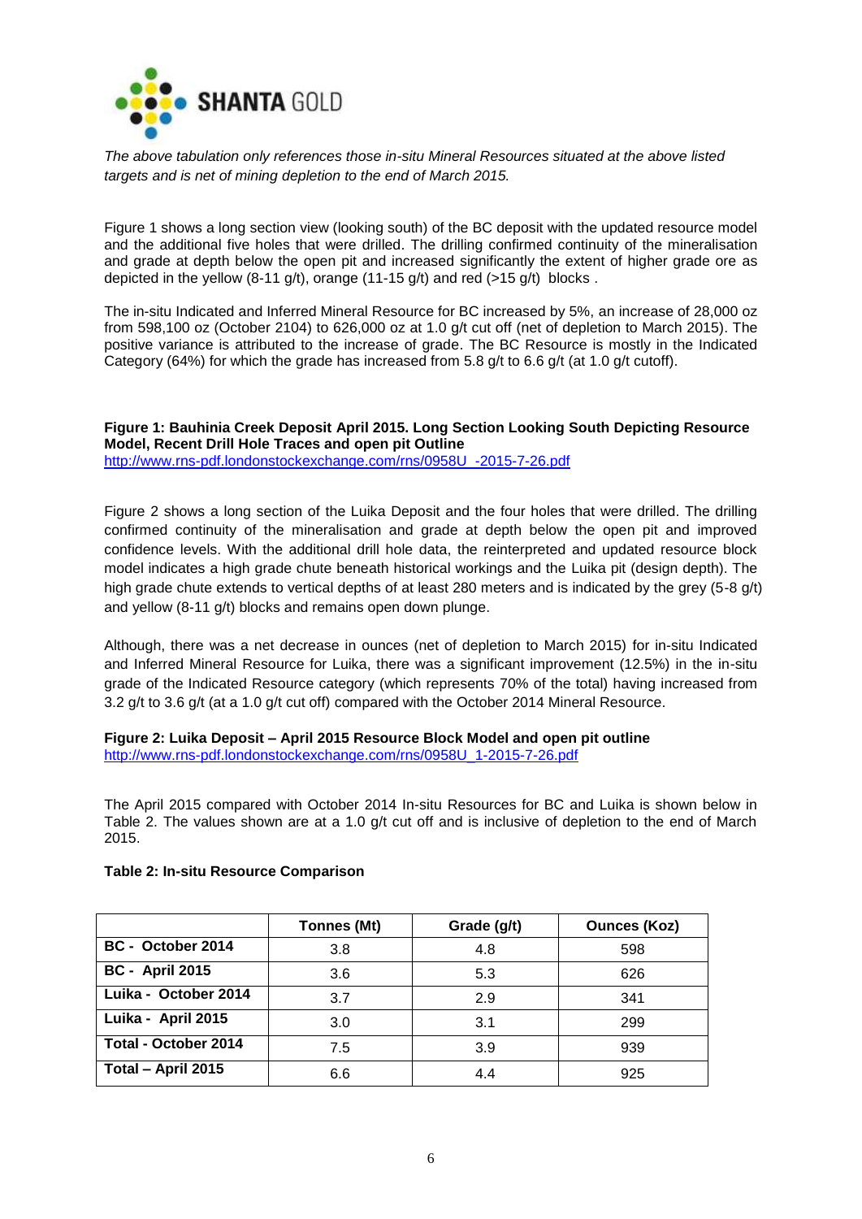*The above tabulation only references those in-situ Mineral Resources situated at the above listed targets and is net of mining depletion to the end of March 2015.*

Figure 1 shows a long section view (looking south) of the BC deposit with the updated resource model and the additional five holes that were drilled. The drilling confirmed continuity of the mineralisation and grade at depth below the open pit and increased significantly the extent of higher grade ore as depicted in the yellow (8-11 g/t), orange (11-15 g/t) and red (>15 g/t) blocks .

The in-situ Indicated and Inferred Mineral Resource for BC increased by 5%, an increase of 28,000 oz from 598,100 oz (October 2104) to 626,000 oz at 1.0 g/t cut off (net of depletion to March 2015). The positive variance is attributed to the increase of grade. The BC Resource is mostly in the Indicated Category (64%) for which the grade has increased from 5.8 g/t to 6.6 g/t (at 1.0 g/t cutoff).

**Figure 1: Bauhinia Creek Deposit April 2015. Long Section Looking South Depicting Resource Model, Recent Drill Hole Traces and open pit Outline**
http://www.rns-pdf.londonstockexchange.com/rns/0958U_-2015-7-26.pdf

Figure 2 shows a long section of the Luika Deposit and the four holes that were drilled. The drilling confirmed continuity of the mineralisation and grade at depth below the open pit and improved confidence levels. With the additional drill hole data, the reinterpreted and updated resource block model indicates a high grade chute beneath historical workings and the Luika pit (design depth). The high grade chute extends to vertical depths of at least 280 meters and is indicated by the grey (5-8 g/t) and yellow (8-11 g/t) blocks and remains open down plunge.

Although, there was a net decrease in ounces (net of depletion to March 2015) for in-situ Indicated and Inferred Mineral Resource for Luika, there was a significant improvement (12.5%) in the in-situ grade of the Indicated Resource category (which represents 70% of the total) having increased from 3.2 g/t to 3.6 g/t (at a 1.0 g/t cut off) compared with the October 2014 Mineral Resource.

**Figure 2: Luika Deposit – April 2015 Resource Block Model and open pit outline**
http://www.rns-pdf.londonstockexchange.com/rns/0958U_1-2015-7-26.pdf

The April 2015 compared with October 2014 In-situ Resources for BC and Luika is shown below in Table 2. The values shown are at a 1.0 g/t cut off and is inclusive of depletion to the end of March 2015.

**Table 2: In-situ Resource Comparison**

| | Tonnes (Mt) | Grade (g/t) | Ounces (Koz) |
|---|---|---|---|
| **BC - October 2014** | 3.8 | 4.8 | 598 |
| **BC - April 2015** | 3.6 | 5.3 | 626 |
| **Luika - October 2014** | 3.7 | 2.9 | 341 |
| **Luika - April 2015** | 3.0 | 3.1 | 299 |
| **Total - October 2014** | 7.5 | 3.9 | 939 |
| **Total – April 2015** | 6.6 | 4.4 | 925 |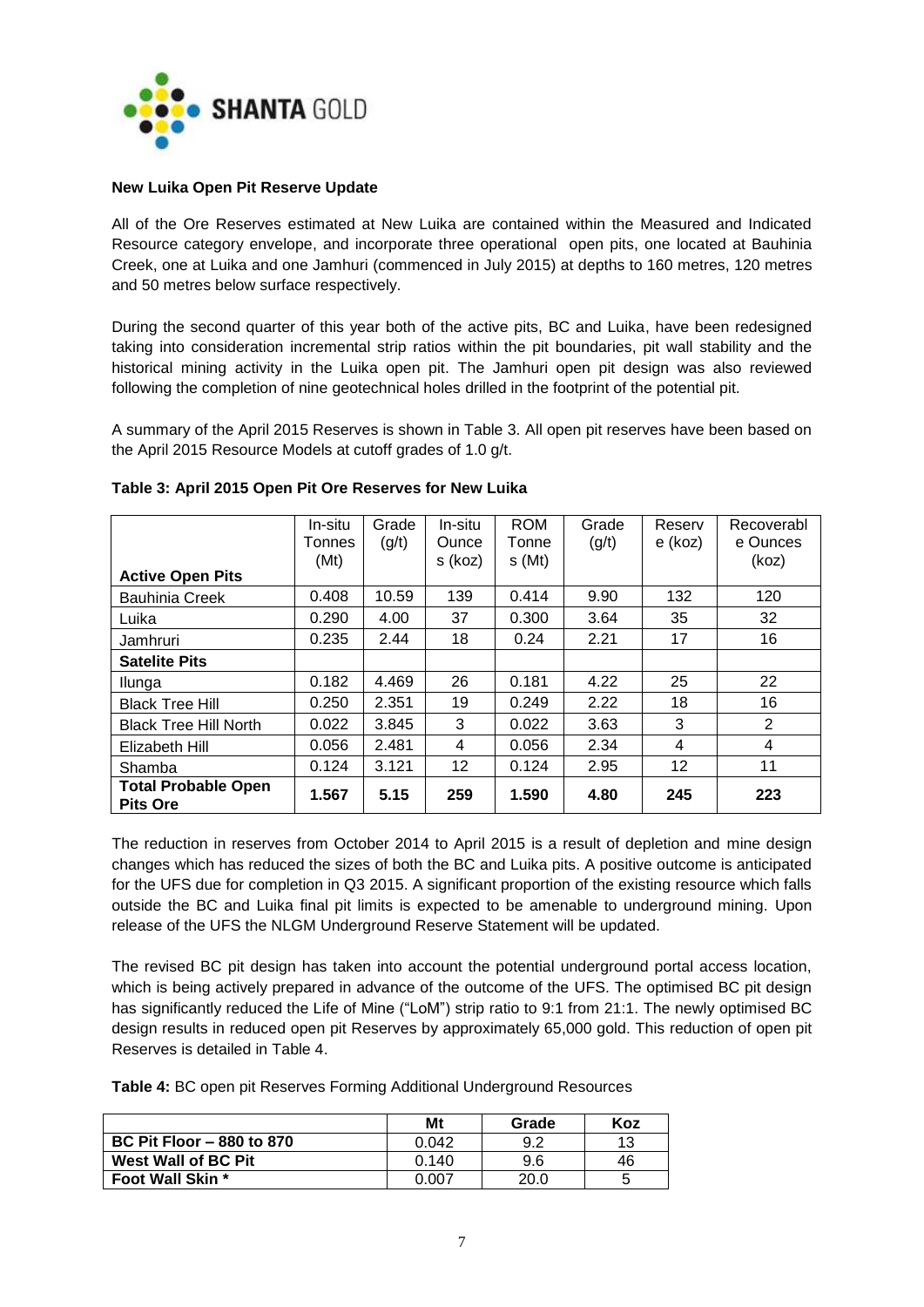**New Luika Open Pit Reserve Update**

All of the Ore Reserves estimated at New Luika are contained within the Measured and Indicated Resource category envelope, and incorporate three operational open pits, one located at Bauhinia Creek, one at Luika and one Jamhuri (commenced in July 2015) at depths to 160 metres, 120 metres and 50 metres below surface respectively.

During the second quarter of this year both of the active pits, BC and Luika, have been redesigned taking into consideration incremental strip ratios within the pit boundaries, pit wall stability and the historical mining activity in the Luika open pit. The Jamhuri open pit design was also reviewed following the completion of nine geotechnical holes drilled in the footprint of the potential pit.

A summary of the April 2015 Reserves is shown in Table 3. All open pit reserves have been based on the April 2015 Resource Models at cutoff grades of 1.0 g/t.

**Table 3: April 2015 Open Pit Ore Reserves for New Luika**

| Active Open Pits | In-situ Tonnes (Mt) | Grade (g/t) | In-situ Ounces (koz) | ROM Tonnes (Mt) | Grade (g/t) | Reserve (koz) | Recoverable Ounces (koz) |
|---|---|---|---|---|---|---|---|
| Bauhinia Creek | 0.408 | 10.59 | 139 | 0.414 | 9.90 | 132 | 120 |
| Luika | 0.290 | 4.00 | 37 | 0.300 | 3.64 | 35 | 32 |
| Jamhruri | 0.235 | 2.44 | 18 | 0.24 | 2.21 | 17 | 16 |
| **Satelite Pits** | | | | | | | |
| Ilunga | 0.182 | 4.469 | 26 | 0.181 | 4.22 | 25 | 22 |
| Black Tree Hill | 0.250 | 2.351 | 19 | 0.249 | 2.22 | 18 | 16 |
| Black Tree Hill North | 0.022 | 3.845 | 3 | 0.022 | 3.63 | 3 | 2 |
| Elizabeth Hill | 0.056 | 2.481 | 4 | 0.056 | 2.34 | 4 | 4 |
| Shamba | 0.124 | 3.121 | 12 | 0.124 | 2.95 | 12 | 11 |
| **Total Probable Open Pits Ore** | **1.567** | **5.15** | **259** | **1.590** | **4.80** | **245** | **223** |

The reduction in reserves from October 2014 to April 2015 is a result of depletion and mine design changes which has reduced the sizes of both the BC and Luika pits. A positive outcome is anticipated for the UFS due for completion in Q3 2015. A significant proportion of the existing resource which falls outside the BC and Luika final pit limits is expected to be amenable to underground mining. Upon release of the UFS the NLGM Underground Reserve Statement will be updated.

The revised BC pit design has taken into account the potential underground portal access location, which is being actively prepared in advance of the outcome of the UFS. The optimised BC pit design has significantly reduced the Life of Mine ("LoM") strip ratio to 9:1 from 21:1. The newly optimised BC design results in reduced open pit Reserves by approximately 65,000 gold. This reduction of open pit Reserves is detailed in Table 4.

**Table 4:** BC open pit Reserves Forming Additional Underground Resources

| | Mt | Grade | Koz |
|---|---|---|---|
| **BC Pit Floor – 880 to 870** | 0.042 | 9.2 | 13 |
| **West Wall of BC Pit** | 0.140 | 9.6 | 46 |
| **Foot Wall Skin *** | 0.007 | 20.0 | 5 |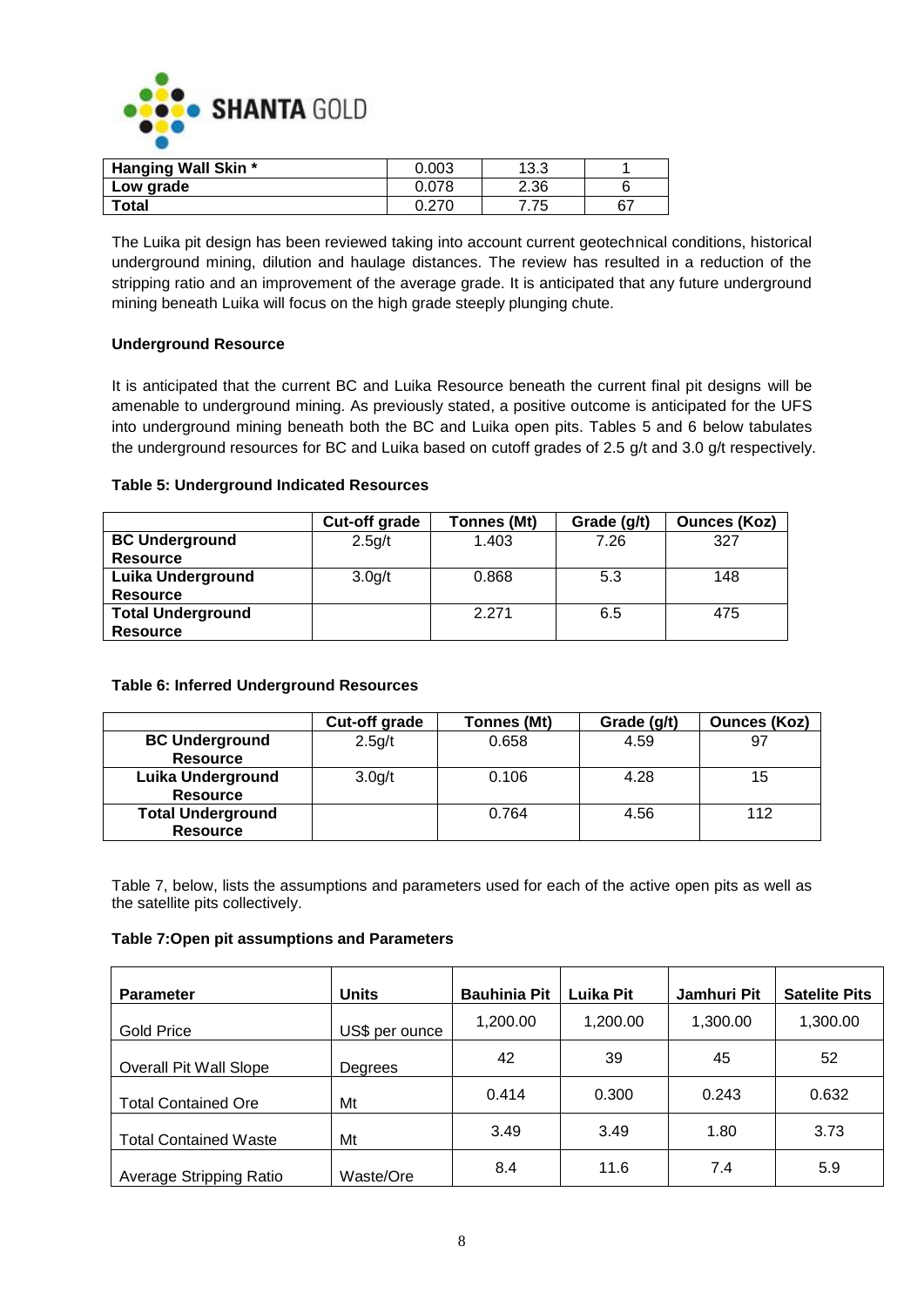| Hanging Wall Skin * | 0.003 | 13.3 | 1 |
|---|---|---|---|
| Low grade | 0.078 | 2.36 | 6 |
| Total | 0.270 | 7.75 | 67 |

The Luika pit design has been reviewed taking into account current geotechnical conditions, historical underground mining, dilution and haulage distances. The review has resulted in a reduction of the stripping ratio and an improvement of the average grade. It is anticipated that any future underground mining beneath Luika will focus on the high grade steeply plunging chute.

**Underground Resource**

It is anticipated that the current BC and Luika Resource beneath the current final pit designs will be amenable to underground mining. As previously stated, a positive outcome is anticipated for the UFS into underground mining beneath both the BC and Luika open pits. Tables 5 and 6 below tabulates the underground resources for BC and Luika based on cutoff grades of 2.5 g/t and 3.0 g/t respectively.

**Table 5: Underground Indicated Resources**

| | Cut-off grade | Tonnes (Mt) | Grade (g/t) | Ounces (Koz) |
|---|---|---|---|---|
| **BC Underground Resource** | 2.5g/t | 1.403 | 7.26 | 327 |
| **Luika Underground Resource** | 3.0g/t | 0.868 | 5.3 | 148 |
| **Total Underground Resource** | | 2.271 | 6.5 | 475 |

**Table 6: Inferred Underground Resources**

| | Cut-off grade | Tonnes (Mt) | Grade (g/t) | Ounces (Koz) |
|---|---|---|---|---|
| **BC Underground Resource** | 2.5g/t | 0.658 | 4.59 | 97 |
| **Luika Underground Resource** | 3.0g/t | 0.106 | 4.28 | 15 |
| **Total Underground Resource** | | 0.764 | 4.56 | 112 |

Table 7, below, lists the assumptions and parameters used for each of the active open pits as well as the satellite pits collectively.

**Table 7:Open pit assumptions and Parameters**

| Parameter | Units | Bauhinia Pit | Luika Pit | Jamhuri Pit | Satelite Pits |
|---|---|---|---|---|---|
| Gold Price | US$ per ounce | 1,200.00 | 1,200.00 | 1,300.00 | 1,300.00 |
| Overall Pit Wall Slope | Degrees | 42 | 39 | 45 | 52 |
| Total Contained Ore | Mt | 0.414 | 0.300 | 0.243 | 0.632 |
| Total Contained Waste | Mt | 3.49 | 3.49 | 1.80 | 3.73 |
| Average Stripping Ratio | Waste/Ore | 8.4 | 11.6 | 7.4 | 5.9 |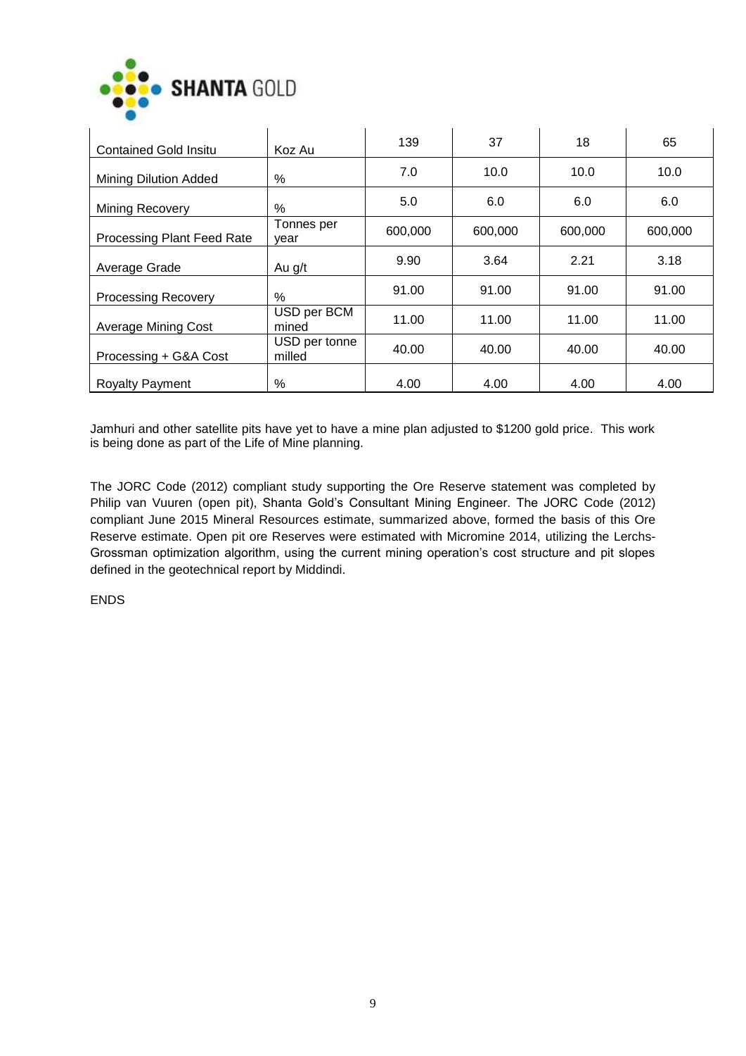| | | | | | |
|---|---|---|---|---|---|
| Contained Gold Insitu | Koz Au | 139 | 37 | 18 | 65 |
| Mining Dilution Added | % | 7.0 | 10.0 | 10.0 | 10.0 |
| Mining Recovery | % | 5.0 | 6.0 | 6.0 | 6.0 |
| Processing Plant Feed Rate | Tonnes per year | 600,000 | 600,000 | 600,000 | 600,000 |
| Average Grade | Au g/t | 9.90 | 3.64 | 2.21 | 3.18 |
| Processing Recovery | % | 91.00 | 91.00 | 91.00 | 91.00 |
| Average Mining Cost | USD per BCM mined | 11.00 | 11.00 | 11.00 | 11.00 |
| Processing + G&A Cost | USD per tonne milled | 40.00 | 40.00 | 40.00 | 40.00 |
| Royalty Payment | % | 4.00 | 4.00 | 4.00 | 4.00 |

Jamhuri and other satellite pits have yet to have a mine plan adjusted to $1200 gold price. This work is being done as part of the Life of Mine planning.

The JORC Code (2012) compliant study supporting the Ore Reserve statement was completed by Philip van Vuuren (open pit), Shanta Gold's Consultant Mining Engineer. The JORC Code (2012) compliant June 2015 Mineral Resources estimate, summarized above, formed the basis of this Ore Reserve estimate. Open pit ore Reserves were estimated with Micromine 2014, utilizing the Lerchs-Grossman optimization algorithm, using the current mining operation's cost structure and pit slopes defined in the geotechnical report by Middindi.

ENDS